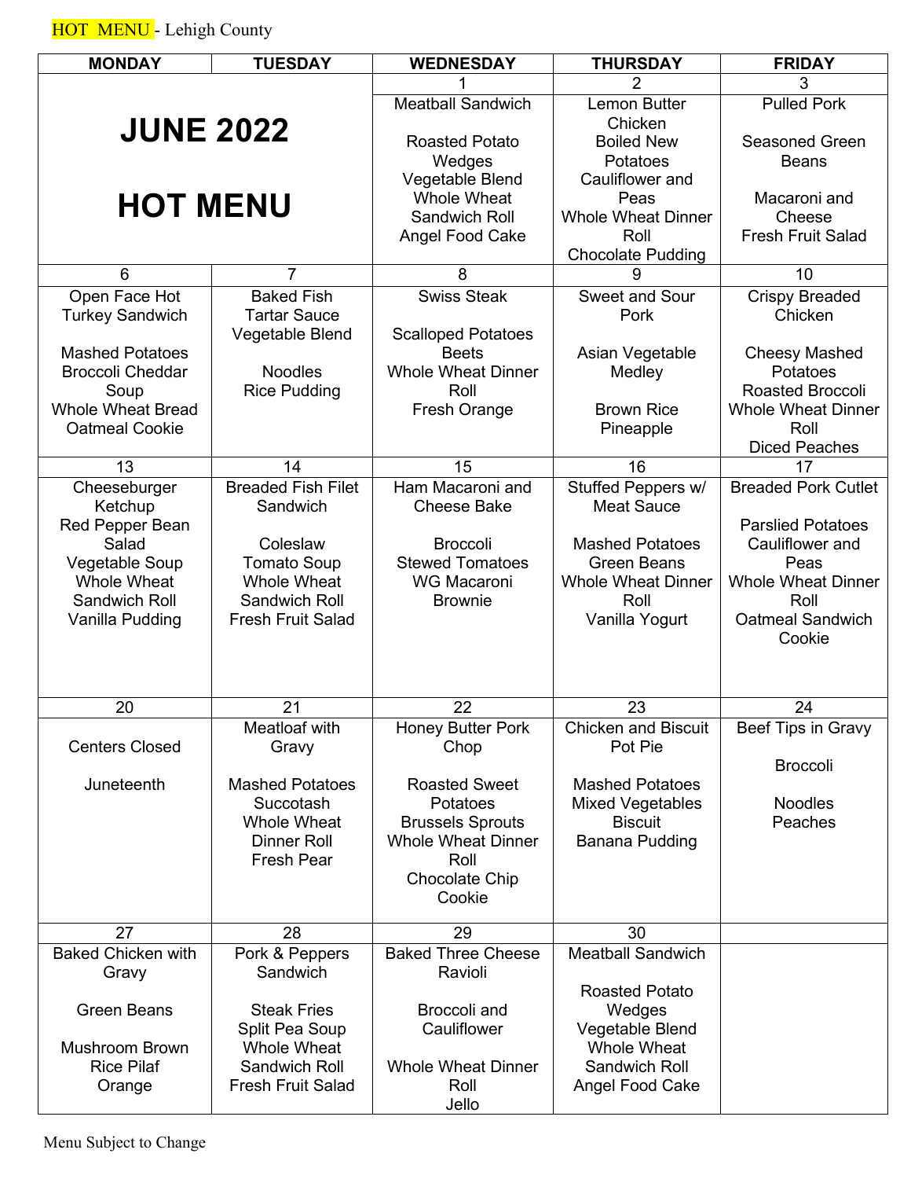HOT MENU - Lehigh County

| MONDAY | TUESDAY | WEDNESDAY | THURSDAY | FRIDAY |
|---|---|---|---|---|
| **JUNE 2022** **HOT MENU** | | 1<br>Meatball Sandwich<br><br>Roasted Potato Wedges<br>Vegetable Blend<br>Whole Wheat Sandwich Roll<br>Angel Food Cake | 2<br>Lemon Butter Chicken<br>Boiled New Potatoes<br>Cauliflower and Peas<br>Whole Wheat Dinner Roll<br>Chocolate Pudding | 3<br>Pulled Pork<br><br>Seasoned Green Beans<br><br>Macaroni and Cheese<br>Fresh Fruit Salad |
| 6<br>Open Face Hot Turkey Sandwich<br><br>Mashed Potatoes<br>Broccoli Cheddar Soup<br>Whole Wheat Bread<br>Oatmeal Cookie | 7<br>Baked Fish<br>Tartar Sauce<br>Vegetable Blend<br><br>Noodles<br>Rice Pudding | 8<br>Swiss Steak<br><br>Scalloped Potatoes<br>Beets<br>Whole Wheat Dinner Roll<br>Fresh Orange | 9<br>Sweet and Sour Pork<br><br>Asian Vegetable Medley<br><br>Brown Rice<br>Pineapple | 10<br>Crispy Breaded Chicken<br><br>Cheesy Mashed Potatoes<br>Roasted Broccoli<br>Whole Wheat Dinner Roll<br>Diced Peaches |
| 13<br>Cheeseburger<br>Ketchup<br>Red Pepper Bean Salad<br>Vegetable Soup<br>Whole Wheat Sandwich Roll<br>Vanilla Pudding | 14<br>Breaded Fish Filet Sandwich<br><br>Coleslaw<br>Tomato Soup<br>Whole Wheat Sandwich Roll<br>Fresh Fruit Salad | 15<br>Ham Macaroni and Cheese Bake<br><br>Broccoli<br>Stewed Tomatoes<br>WG Macaroni<br>Brownie | 16<br>Stuffed Peppers w/ Meat Sauce<br><br>Mashed Potatoes<br>Green Beans<br>Whole Wheat Dinner Roll<br>Vanilla Yogurt | 17<br>Breaded Pork Cutlet<br><br>Parslied Potatoes<br>Cauliflower and Peas<br>Whole Wheat Dinner Roll<br>Oatmeal Sandwich Cookie |
| 20<br><br>Centers Closed<br><br>Juneteenth | 21<br>Meatloaf with Gravy<br><br>Mashed Potatoes<br>Succotash<br>Whole Wheat Dinner Roll<br>Fresh Pear | 22<br>Honey Butter Pork Chop<br><br>Roasted Sweet Potatoes<br>Brussels Sprouts<br>Whole Wheat Dinner Roll<br>Chocolate Chip Cookie | 23<br>Chicken and Biscuit Pot Pie<br><br>Mashed Potatoes<br>Mixed Vegetables<br>Biscuit<br>Banana Pudding | 24<br>Beef Tips in Gravy<br><br>Broccoli<br><br>Noodles<br>Peaches |
| 27<br>Baked Chicken with Gravy<br><br>Green Beans<br><br>Mushroom Brown Rice Pilaf<br>Orange | 28<br>Pork & Peppers Sandwich<br><br>Steak Fries<br>Split Pea Soup<br>Whole Wheat Sandwich Roll<br>Fresh Fruit Salad | 29<br>Baked Three Cheese Ravioli<br><br>Broccoli and Cauliflower<br><br>Whole Wheat Dinner Roll<br>Jello | 30<br>Meatball Sandwich<br><br>Roasted Potato Wedges<br>Vegetable Blend<br>Whole Wheat Sandwich Roll<br>Angel Food Cake | |

Menu Subject to Change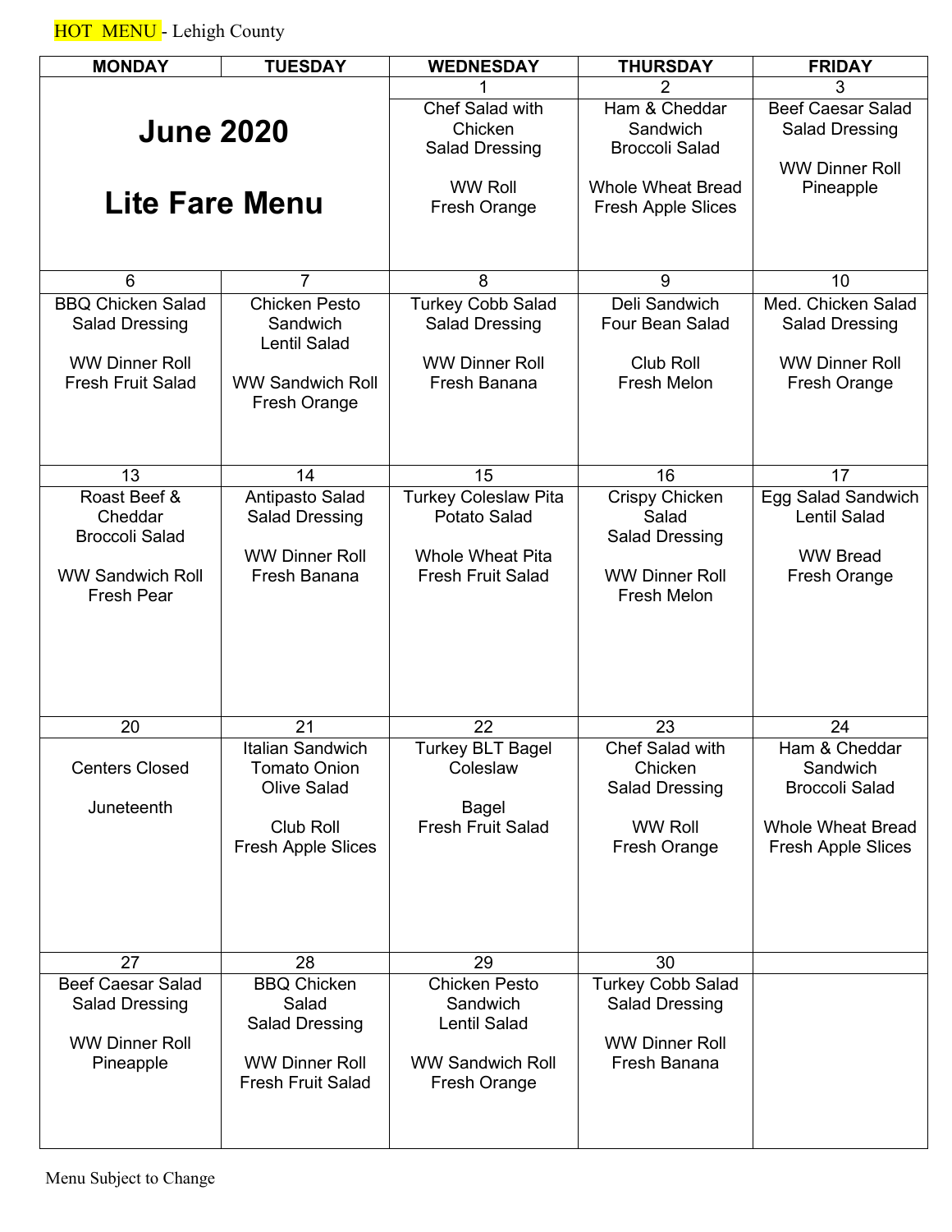HOT MENU - Lehigh County

| MONDAY | TUESDAY | WEDNESDAY | THURSDAY | FRIDAY |
|---|---|---|---|---|
| **June 2020**<br><br>**Lite Fare Menu** | | 1<br>Chef Salad with Chicken<br>Salad Dressing<br><br>WW Roll<br>Fresh Orange | 2<br>Ham & Cheddar Sandwich<br>Broccoli Salad<br><br>Whole Wheat Bread<br>Fresh Apple Slices | 3<br>Beef Caesar Salad<br>Salad Dressing<br><br>WW Dinner Roll<br>Pineapple |
| 6<br>BBQ Chicken Salad<br>Salad Dressing<br><br>WW Dinner Roll<br>Fresh Fruit Salad | 7<br>Chicken Pesto Sandwich<br>Lentil Salad<br><br>WW Sandwich Roll<br>Fresh Orange | 8<br>Turkey Cobb Salad<br>Salad Dressing<br><br>WW Dinner Roll<br>Fresh Banana | 9<br>Deli Sandwich<br>Four Bean Salad<br><br>Club Roll<br>Fresh Melon | 10<br>Med. Chicken Salad<br>Salad Dressing<br><br>WW Dinner Roll<br>Fresh Orange |
| 13<br>Roast Beef & Cheddar<br>Broccoli Salad<br><br>WW Sandwich Roll<br>Fresh Pear | 14<br>Antipasto Salad<br>Salad Dressing<br><br>WW Dinner Roll<br>Fresh Banana | 15<br>Turkey Coleslaw Pita<br>Potato Salad<br><br>Whole Wheat Pita<br>Fresh Fruit Salad | 16<br>Crispy Chicken Salad<br>Salad Dressing<br><br>WW Dinner Roll<br>Fresh Melon | 17<br>Egg Salad Sandwich<br>Lentil Salad<br><br>WW Bread<br>Fresh Orange |
| 20<br>Centers Closed<br><br>Juneteenth | 21<br>Italian Sandwich<br>Tomato Onion Olive Salad<br><br>Club Roll<br>Fresh Apple Slices | 22<br>Turkey BLT Bagel<br>Coleslaw<br><br>Bagel<br>Fresh Fruit Salad | 23<br>Chef Salad with Chicken<br>Salad Dressing<br><br>WW Roll<br>Fresh Orange | 24<br>Ham & Cheddar Sandwich<br>Broccoli Salad<br><br>Whole Wheat Bread<br>Fresh Apple Slices |
| 27<br>Beef Caesar Salad<br>Salad Dressing<br><br>WW Dinner Roll<br>Pineapple | 28<br>BBQ Chicken Salad<br>Salad Dressing<br><br>WW Dinner Roll<br>Fresh Fruit Salad | 29<br>Chicken Pesto Sandwich<br>Lentil Salad<br><br>WW Sandwich Roll<br>Fresh Orange | 30<br>Turkey Cobb Salad<br>Salad Dressing<br><br>WW Dinner Roll<br>Fresh Banana | |

Menu Subject to Change